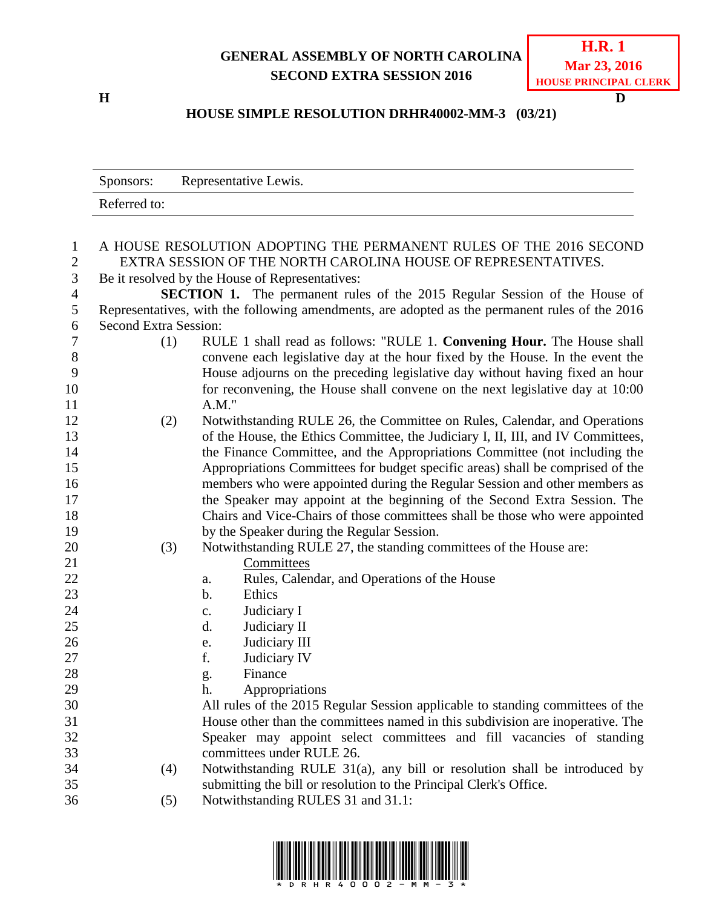**H.R. 1**
**Mar 23, 2016**
**HOUSE PRINCIPAL CLERK**

**GENERAL ASSEMBLY OF NORTH CAROLINA**
**SECOND EXTRA SESSION 2016**

**H** **D**

**HOUSE SIMPLE RESOLUTION DRHR40002-MM-3 (03/21)**

| Sponsors: | Representative Lewis. |
|---|---|
| Referred to: | |

A HOUSE RESOLUTION ADOPTING THE PERMANENT RULES OF THE 2016 SECOND EXTRA SESSION OF THE NORTH CAROLINA HOUSE OF REPRESENTATIVES.

Be it resolved by the House of Representatives:

**SECTION 1.** The permanent rules of the 2015 Regular Session of the House of Representatives, with the following amendments, are adopted as the permanent rules of the 2016 Second Extra Session:

(1) RULE 1 shall read as follows: "RULE 1. **Convening Hour.** The House shall convene each legislative day at the hour fixed by the House. In the event the House adjourns on the preceding legislative day without having fixed an hour for reconvening, the House shall convene on the next legislative day at 10:00 A.M."

(2) Notwithstanding RULE 26, the Committee on Rules, Calendar, and Operations of the House, the Ethics Committee, the Judiciary I, II, III, and IV Committees, the Finance Committee, and the Appropriations Committee (not including the Appropriations Committees for budget specific areas) shall be comprised of the members who were appointed during the Regular Session and other members as the Speaker may appoint at the beginning of the Second Extra Session. The Chairs and Vice-Chairs of those committees shall be those who were appointed by the Speaker during the Regular Session.

(3) Notwithstanding RULE 27, the standing committees of the House are:

<u>Committees</u>

a. Rules, Calendar, and Operations of the House
b. Ethics
c. Judiciary I
d. Judiciary II
e. Judiciary III
f. Judiciary IV
g. Finance
h. Appropriations

All rules of the 2015 Regular Session applicable to standing committees of the House other than the committees named in this subdivision are inoperative. The Speaker may appoint select committees and fill vacancies of standing committees under RULE 26.

(4) Notwithstanding RULE 31(a), any bill or resolution shall be introduced by submitting the bill or resolution to the Principal Clerk's Office.

(5) Notwithstanding RULES 31 and 31.1: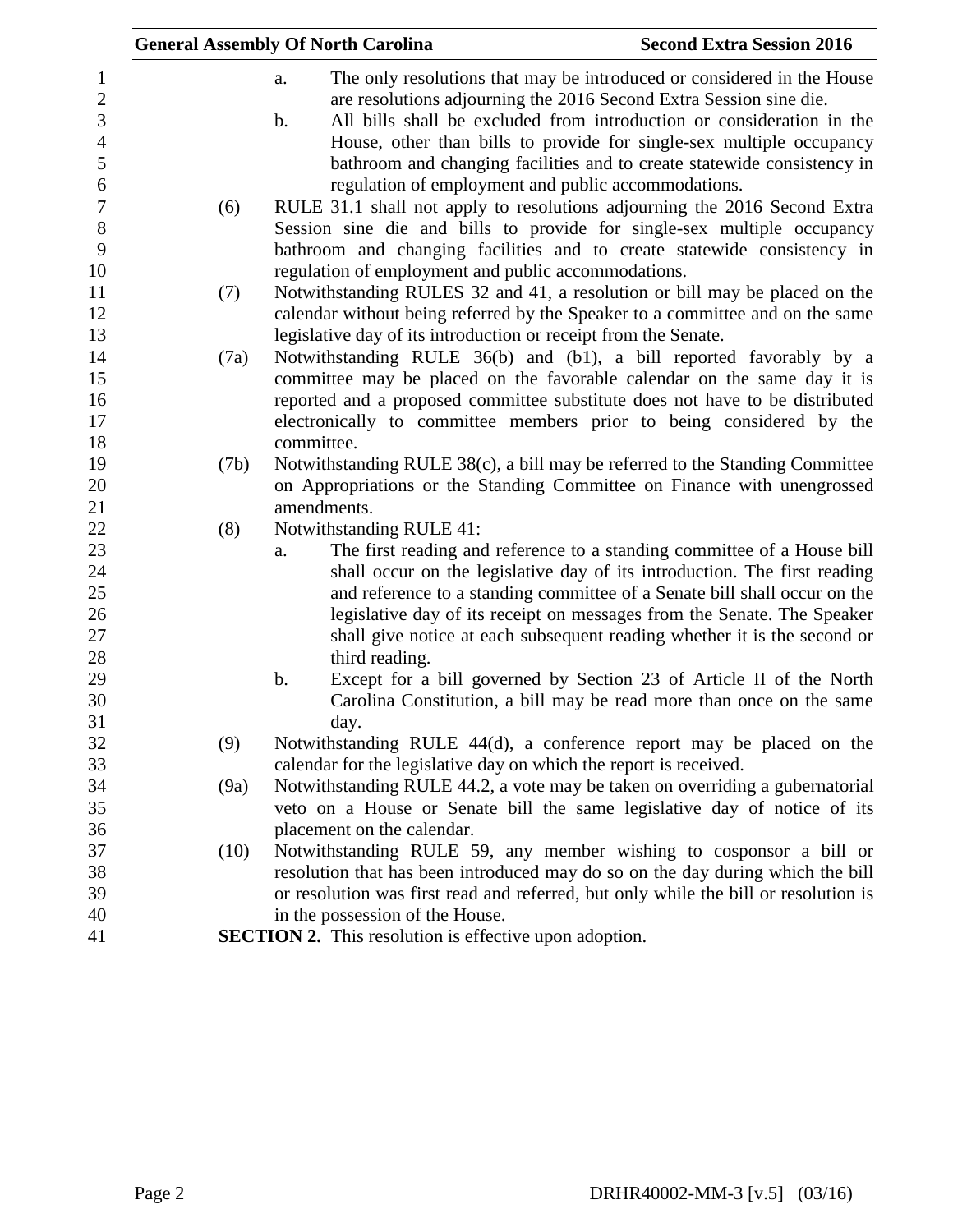a. The only resolutions that may be introduced or considered in the House are resolutions adjourning the 2016 Second Extra Session sine die.

b. All bills shall be excluded from introduction or consideration in the House, other than bills to provide for single-sex multiple occupancy bathroom and changing facilities and to create statewide consistency in regulation of employment and public accommodations.

(6) RULE 31.1 shall not apply to resolutions adjourning the 2016 Second Extra Session sine die and bills to provide for single-sex multiple occupancy bathroom and changing facilities and to create statewide consistency in regulation of employment and public accommodations.

(7) Notwithstanding RULES 32 and 41, a resolution or bill may be placed on the calendar without being referred by the Speaker to a committee and on the same legislative day of its introduction or receipt from the Senate.

(7a) Notwithstanding RULE 36(b) and (b1), a bill reported favorably by a committee may be placed on the favorable calendar on the same day it is reported and a proposed committee substitute does not have to be distributed electronically to committee members prior to being considered by the committee.

(7b) Notwithstanding RULE 38(c), a bill may be referred to the Standing Committee on Appropriations or the Standing Committee on Finance with unengrossed amendments.

(8) Notwithstanding RULE 41:

a. The first reading and reference to a standing committee of a House bill shall occur on the legislative day of its introduction. The first reading and reference to a standing committee of a Senate bill shall occur on the legislative day of its receipt on messages from the Senate. The Speaker shall give notice at each subsequent reading whether it is the second or third reading.

b. Except for a bill governed by Section 23 of Article II of the North Carolina Constitution, a bill may be read more than once on the same day.

(9) Notwithstanding RULE 44(d), a conference report may be placed on the calendar for the legislative day on which the report is received.

(9a) Notwithstanding RULE 44.2, a vote may be taken on overriding a gubernatorial veto on a House or Senate bill the same legislative day of notice of its placement on the calendar.

(10) Notwithstanding RULE 59, any member wishing to cosponsor a bill or resolution that has been introduced may do so on the day during which the bill or resolution was first read and referred, but only while the bill or resolution is in the possession of the House.

**SECTION 2.** This resolution is effective upon adoption.